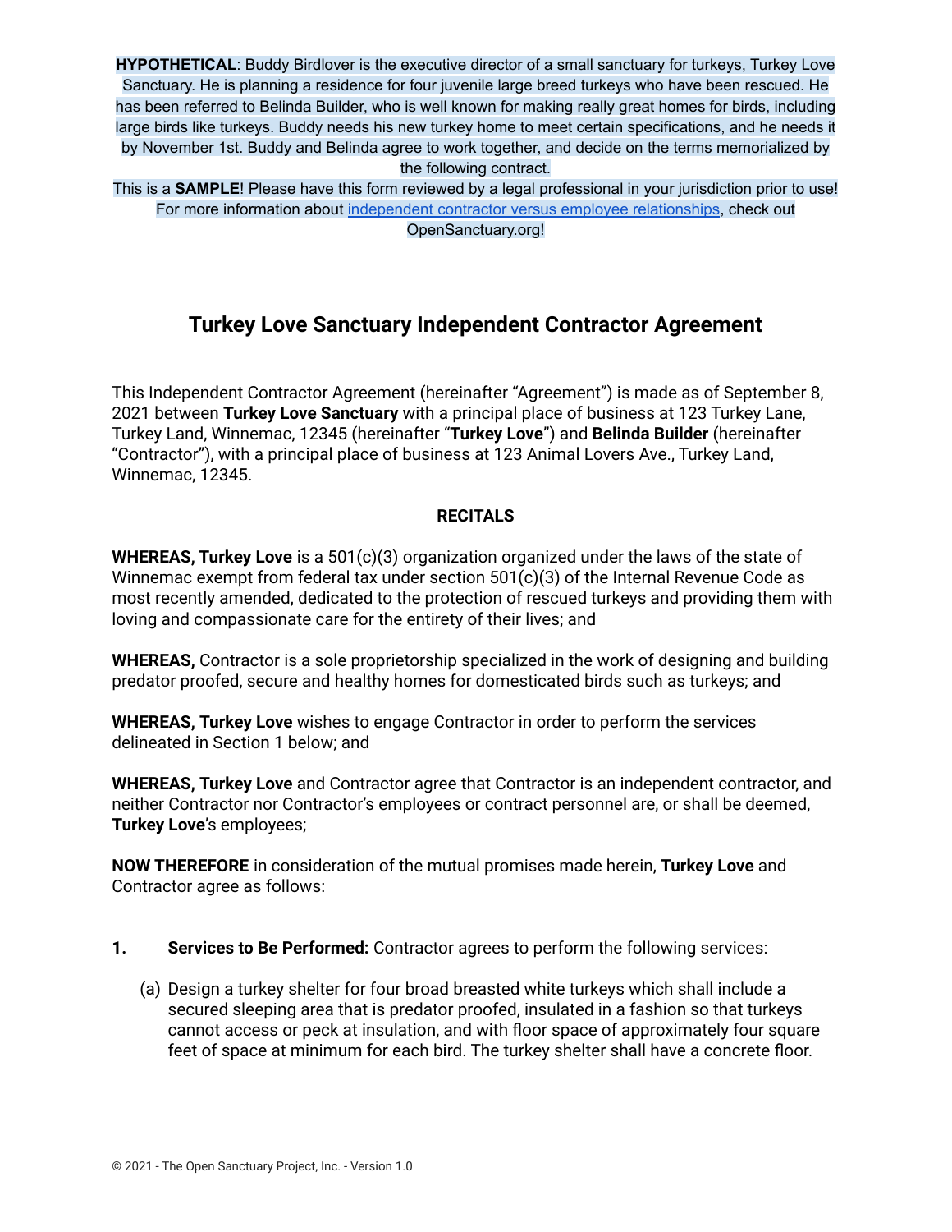**HYPOTHETICAL**: Buddy Birdlover is the executive director of a small sanctuary for turkeys, Turkey Love Sanctuary. He is planning a residence for four juvenile large breed turkeys who have been rescued. He has been referred to Belinda Builder, who is well known for making really great homes for birds, including large birds like turkeys. Buddy needs his new turkey home to meet certain specifications, and he needs it by November 1st. Buddy and Belinda agree to work together, and decide on the terms memorialized by the following contract.

This is a **SAMPLE**! Please have this form reviewed by a legal professional in your jurisdiction prior to use! For more information about independent contractor versus employee relationships, check out OpenSanctuary.org!

# Turkey Love Sanctuary Independent Contractor Agreement

This Independent Contractor Agreement (hereinafter "Agreement") is made as of September 8, 2021 between **Turkey Love Sanctuary** with a principal place of business at 123 Turkey Lane, Turkey Land, Winnemac, 12345 (hereinafter "**Turkey Love**") and **Belinda Builder** (hereinafter "Contractor"), with a principal place of business at 123 Animal Lovers Ave., Turkey Land, Winnemac, 12345.

## RECITALS

**WHEREAS, Turkey Love** is a 501(c)(3) organization organized under the laws of the state of Winnemac exempt from federal tax under section 501(c)(3) of the Internal Revenue Code as most recently amended, dedicated to the protection of rescued turkeys and providing them with loving and compassionate care for the entirety of their lives; and

**WHEREAS,** Contractor is a sole proprietorship specialized in the work of designing and building predator proofed, secure and healthy homes for domesticated birds such as turkeys; and

**WHEREAS, Turkey Love** wishes to engage Contractor in order to perform the services delineated in Section 1 below; and

**WHEREAS, Turkey Love** and Contractor agree that Contractor is an independent contractor, and neither Contractor nor Contractor's employees or contract personnel are, or shall be deemed, **Turkey Love**'s employees;

**NOW THEREFORE** in consideration of the mutual promises made herein, **Turkey Love** and Contractor agree as follows:

1. **Services to Be Performed:** Contractor agrees to perform the following services:

   (a) Design a turkey shelter for four broad breasted white turkeys which shall include a secured sleeping area that is predator proofed, insulated in a fashion so that turkeys cannot access or peck at insulation, and with floor space of approximately four square feet of space at minimum for each bird. The turkey shelter shall have a concrete floor.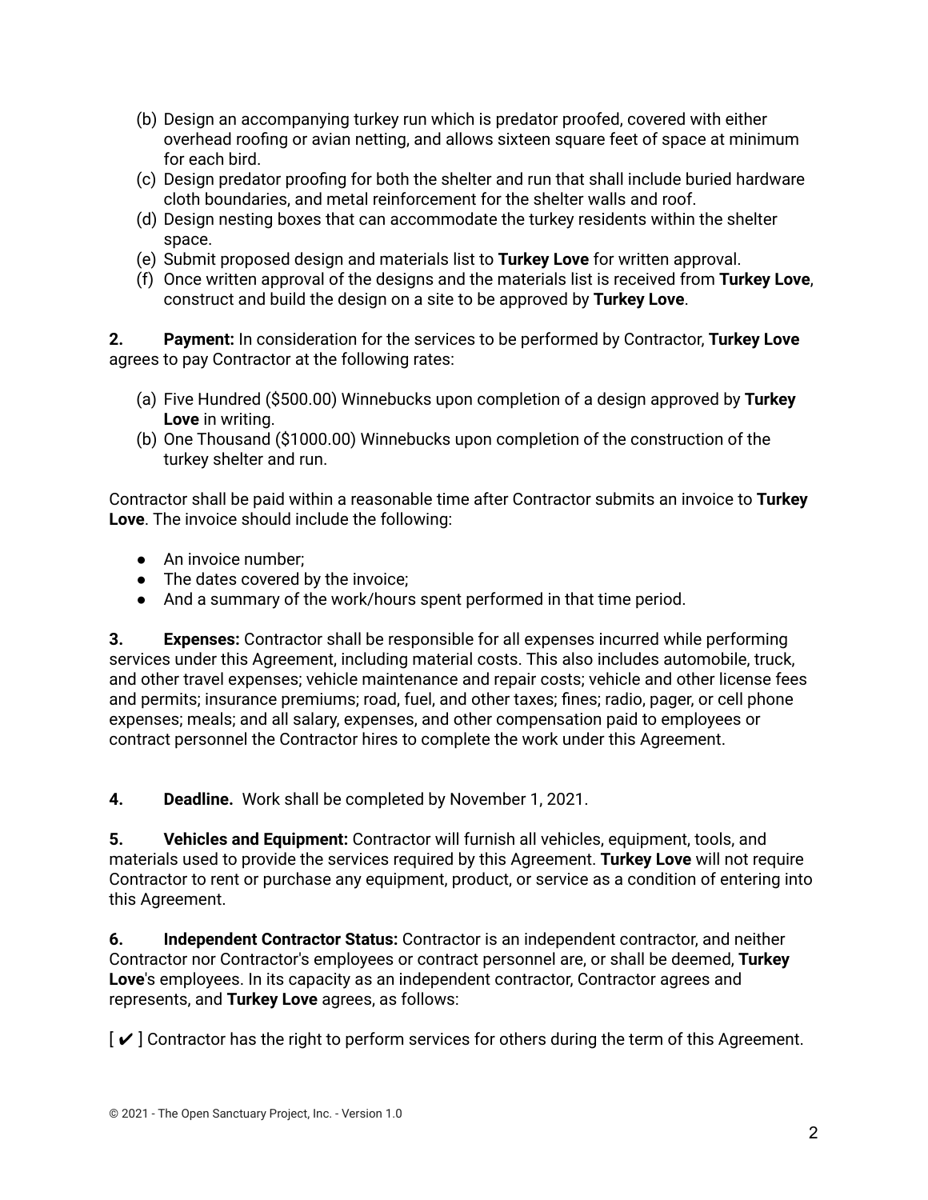(b) Design an accompanying turkey run which is predator proofed, covered with either overhead roofing or avian netting, and allows sixteen square feet of space at minimum for each bird.
(c) Design predator proofing for both the shelter and run that shall include buried hardware cloth boundaries, and metal reinforcement for the shelter walls and roof.
(d) Design nesting boxes that can accommodate the turkey residents within the shelter space.
(e) Submit proposed design and materials list to **Turkey Love** for written approval.
(f) Once written approval of the designs and the materials list is received from **Turkey Love**, construct and build the design on a site to be approved by **Turkey Love**.

**2. Payment:** In consideration for the services to be performed by Contractor, **Turkey Love** agrees to pay Contractor at the following rates:

(a) Five Hundred ($500.00) Winnebucks upon completion of a design approved by **Turkey Love** in writing.
(b) One Thousand ($1000.00) Winnebucks upon completion of the construction of the turkey shelter and run.

Contractor shall be paid within a reasonable time after Contractor submits an invoice to **Turkey Love**. The invoice should include the following:

- An invoice number;
- The dates covered by the invoice;
- And a summary of the work/hours spent performed in that time period.

**3. Expenses:** Contractor shall be responsible for all expenses incurred while performing services under this Agreement, including material costs. This also includes automobile, truck, and other travel expenses; vehicle maintenance and repair costs; vehicle and other license fees and permits; insurance premiums; road, fuel, and other taxes; fines; radio, pager, or cell phone expenses; meals; and all salary, expenses, and other compensation paid to employees or contract personnel the Contractor hires to complete the work under this Agreement.

**4. Deadline.** Work shall be completed by November 1, 2021.

**5. Vehicles and Equipment:** Contractor will furnish all vehicles, equipment, tools, and materials used to provide the services required by this Agreement. **Turkey Love** will not require Contractor to rent or purchase any equipment, product, or service as a condition of entering into this Agreement.

**6. Independent Contractor Status:** Contractor is an independent contractor, and neither Contractor nor Contractor's employees or contract personnel are, or shall be deemed, **Turkey Love**'s employees. In its capacity as an independent contractor, Contractor agrees and represents, and **Turkey Love** agrees, as follows:

[ ✔ ] Contractor has the right to perform services for others during the term of this Agreement.

© 2021 - The Open Sanctuary Project, Inc. - Version 1.0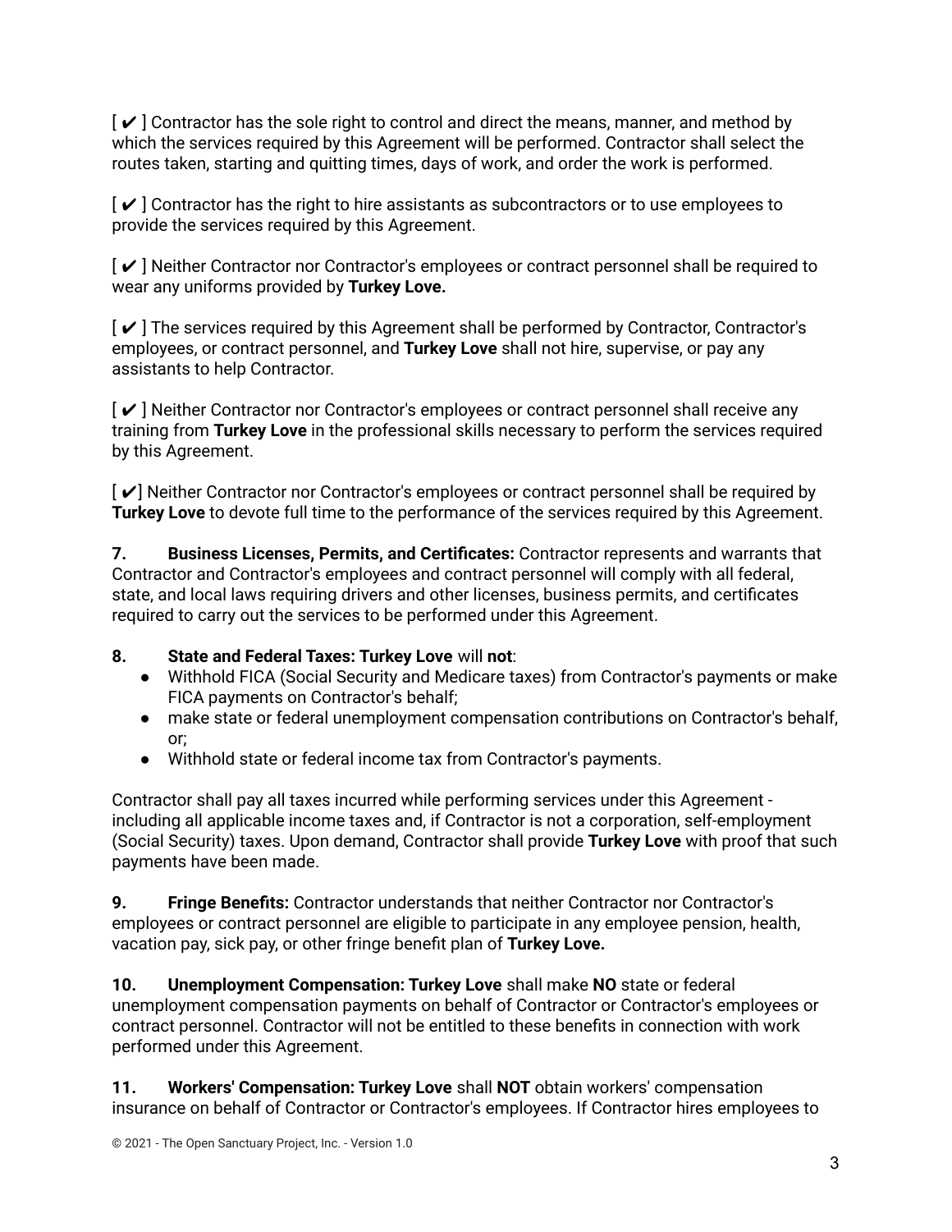[ ✔ ] Contractor has the sole right to control and direct the means, manner, and method by which the services required by this Agreement will be performed. Contractor shall select the routes taken, starting and quitting times, days of work, and order the work is performed.

[ ✔ ] Contractor has the right to hire assistants as subcontractors or to use employees to provide the services required by this Agreement.

[ ✔ ] Neither Contractor nor Contractor's employees or contract personnel shall be required to wear any uniforms provided by **Turkey Love.**

[ ✔ ] The services required by this Agreement shall be performed by Contractor, Contractor's employees, or contract personnel, and **Turkey Love** shall not hire, supervise, or pay any assistants to help Contractor.

[ ✔ ] Neither Contractor nor Contractor's employees or contract personnel shall receive any training from **Turkey Love** in the professional skills necessary to perform the services required by this Agreement.

[ ✔] Neither Contractor nor Contractor's employees or contract personnel shall be required by **Turkey Love** to devote full time to the performance of the services required by this Agreement.

**7. Business Licenses, Permits, and Certificates:** Contractor represents and warrants that Contractor and Contractor's employees and contract personnel will comply with all federal, state, and local laws requiring drivers and other licenses, business permits, and certificates required to carry out the services to be performed under this Agreement.

**8. State and Federal Taxes: Turkey Love** will **not**:

- Withhold FICA (Social Security and Medicare taxes) from Contractor's payments or make FICA payments on Contractor's behalf;
- make state or federal unemployment compensation contributions on Contractor's behalf, or;
- Withhold state or federal income tax from Contractor's payments.

Contractor shall pay all taxes incurred while performing services under this Agreement - including all applicable income taxes and, if Contractor is not a corporation, self-employment (Social Security) taxes. Upon demand, Contractor shall provide **Turkey Love** with proof that such payments have been made.

**9. Fringe Benefits:** Contractor understands that neither Contractor nor Contractor's employees or contract personnel are eligible to participate in any employee pension, health, vacation pay, sick pay, or other fringe benefit plan of **Turkey Love.**

**10. Unemployment Compensation: Turkey Love** shall make **NO** state or federal unemployment compensation payments on behalf of Contractor or Contractor's employees or contract personnel. Contractor will not be entitled to these benefits in connection with work performed under this Agreement.

**11. Workers' Compensation: Turkey Love** shall **NOT** obtain workers' compensation insurance on behalf of Contractor or Contractor's employees. If Contractor hires employees to

© 2021 - The Open Sanctuary Project, Inc. - Version 1.0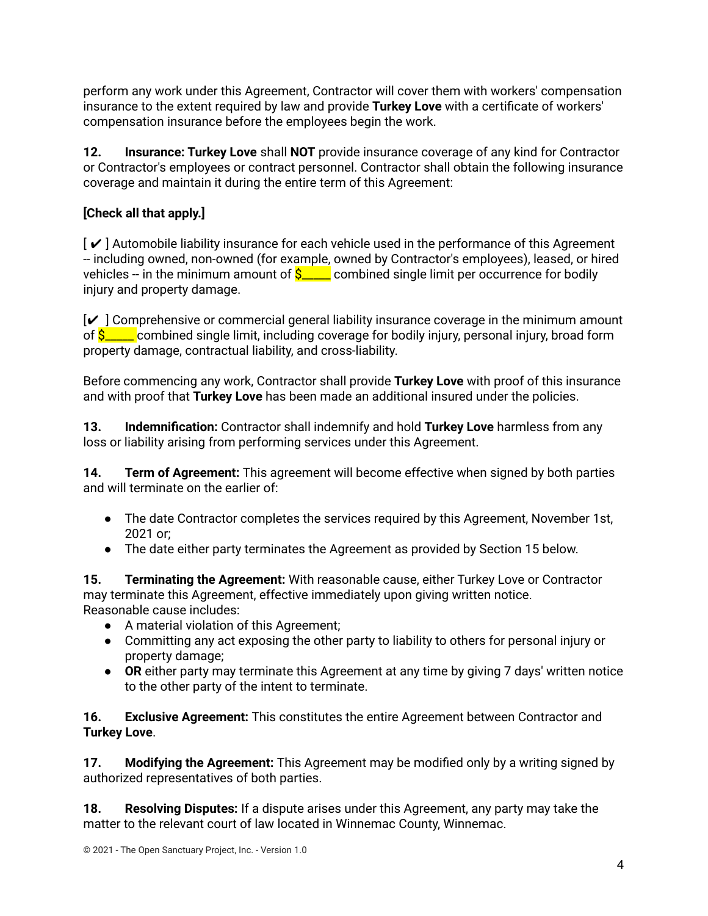perform any work under this Agreement, Contractor will cover them with workers' compensation insurance to the extent required by law and provide **Turkey Love** with a certificate of workers' compensation insurance before the employees begin the work.

**12. Insurance: Turkey Love** shall **NOT** provide insurance coverage of any kind for Contractor or Contractor's employees or contract personnel. Contractor shall obtain the following insurance coverage and maintain it during the entire term of this Agreement:

**[Check all that apply.]**

[ ✔ ] Automobile liability insurance for each vehicle used in the performance of this Agreement -- including owned, non-owned (for example, owned by Contractor's employees), leased, or hired vehicles -- in the minimum amount of $_____ combined single limit per occurrence for bodily injury and property damage.

[✔ ] Comprehensive or commercial general liability insurance coverage in the minimum amount of $_____ combined single limit, including coverage for bodily injury, personal injury, broad form property damage, contractual liability, and cross-liability.

Before commencing any work, Contractor shall provide **Turkey Love** with proof of this insurance and with proof that **Turkey Love** has been made an additional insured under the policies.

**13. Indemnification:** Contractor shall indemnify and hold **Turkey Love** harmless from any loss or liability arising from performing services under this Agreement.

**14. Term of Agreement:** This agreement will become effective when signed by both parties and will terminate on the earlier of:

- The date Contractor completes the services required by this Agreement, November 1st, 2021 or;
- The date either party terminates the Agreement as provided by Section 15 below.

**15. Terminating the Agreement:** With reasonable cause, either Turkey Love or Contractor may terminate this Agreement, effective immediately upon giving written notice. Reasonable cause includes:

- A material violation of this Agreement;
- Committing any act exposing the other party to liability to others for personal injury or property damage;
- **OR** either party may terminate this Agreement at any time by giving 7 days' written notice to the other party of the intent to terminate.

**16. Exclusive Agreement:** This constitutes the entire Agreement between Contractor and **Turkey Love**.

**17. Modifying the Agreement:** This Agreement may be modified only by a writing signed by authorized representatives of both parties.

**18. Resolving Disputes:** If a dispute arises under this Agreement, any party may take the matter to the relevant court of law located in Winnemac County, Winnemac.

© 2021 - The Open Sanctuary Project, Inc. - Version 1.0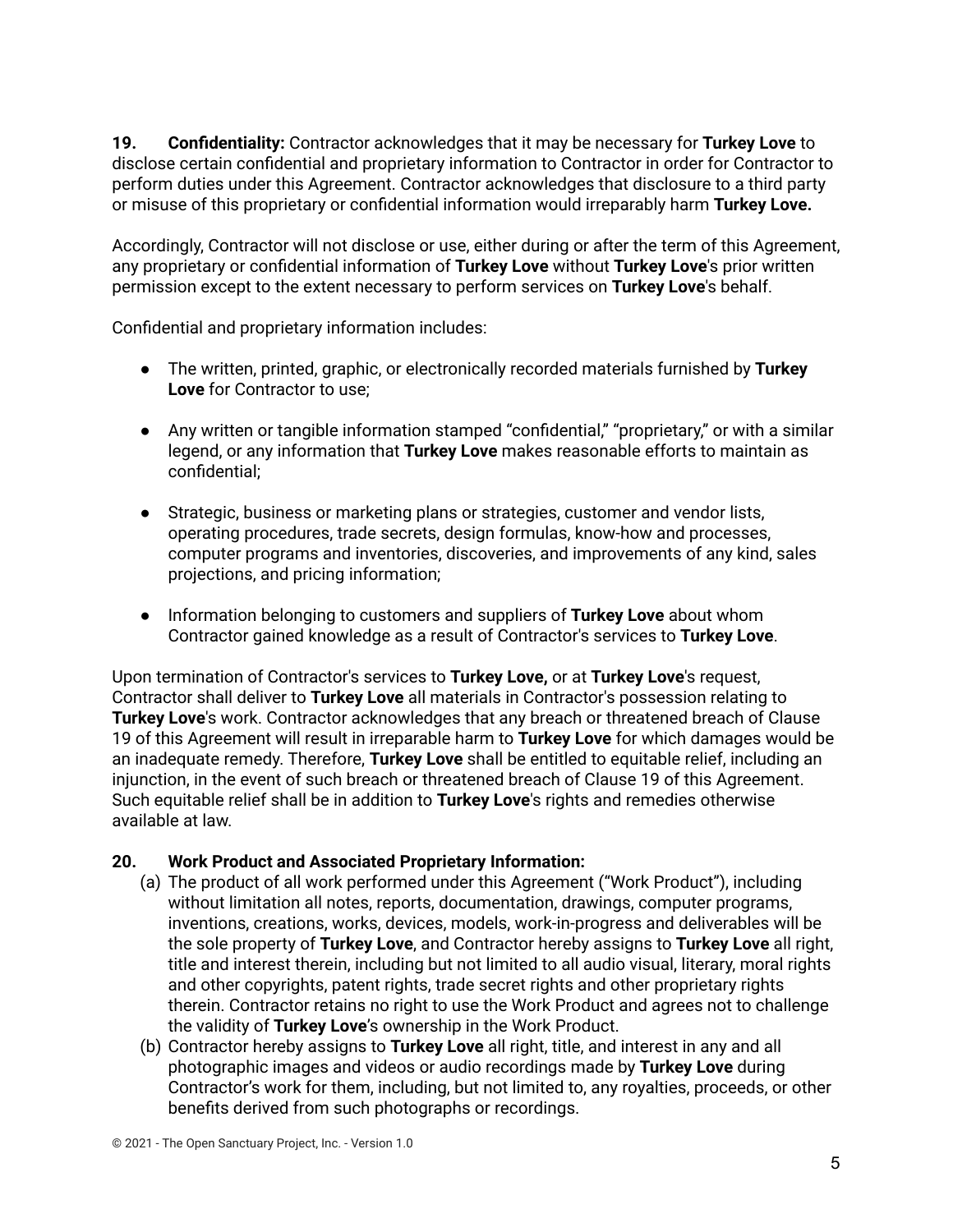**19. Confidentiality:** Contractor acknowledges that it may be necessary for **Turkey Love** to disclose certain confidential and proprietary information to Contractor in order for Contractor to perform duties under this Agreement. Contractor acknowledges that disclosure to a third party or misuse of this proprietary or confidential information would irreparably harm **Turkey Love.**

Accordingly, Contractor will not disclose or use, either during or after the term of this Agreement, any proprietary or confidential information of **Turkey Love** without **Turkey Love**'s prior written permission except to the extent necessary to perform services on **Turkey Love**'s behalf.

Confidential and proprietary information includes:

- The written, printed, graphic, or electronically recorded materials furnished by **Turkey Love** for Contractor to use;
- Any written or tangible information stamped "confidential," "proprietary," or with a similar legend, or any information that **Turkey Love** makes reasonable efforts to maintain as confidential;
- Strategic, business or marketing plans or strategies, customer and vendor lists, operating procedures, trade secrets, design formulas, know-how and processes, computer programs and inventories, discoveries, and improvements of any kind, sales projections, and pricing information;
- Information belonging to customers and suppliers of **Turkey Love** about whom Contractor gained knowledge as a result of Contractor's services to **Turkey Love**.

Upon termination of Contractor's services to **Turkey Love,** or at **Turkey Love**'s request, Contractor shall deliver to **Turkey Love** all materials in Contractor's possession relating to **Turkey Love**'s work. Contractor acknowledges that any breach or threatened breach of Clause 19 of this Agreement will result in irreparable harm to **Turkey Love** for which damages would be an inadequate remedy. Therefore, **Turkey Love** shall be entitled to equitable relief, including an injunction, in the event of such breach or threatened breach of Clause 19 of this Agreement. Such equitable relief shall be in addition to **Turkey Love**'s rights and remedies otherwise available at law.

**20. Work Product and Associated Proprietary Information:**

(a) The product of all work performed under this Agreement ("Work Product"), including without limitation all notes, reports, documentation, drawings, computer programs, inventions, creations, works, devices, models, work-in-progress and deliverables will be the sole property of **Turkey Love**, and Contractor hereby assigns to **Turkey Love** all right, title and interest therein, including but not limited to all audio visual, literary, moral rights and other copyrights, patent rights, trade secret rights and other proprietary rights therein. Contractor retains no right to use the Work Product and agrees not to challenge the validity of **Turkey Love**'s ownership in the Work Product.

(b) Contractor hereby assigns to **Turkey Love** all right, title, and interest in any and all photographic images and videos or audio recordings made by **Turkey Love** during Contractor's work for them, including, but not limited to, any royalties, proceeds, or other benefits derived from such photographs or recordings.

© 2021 - The Open Sanctuary Project, Inc. - Version 1.0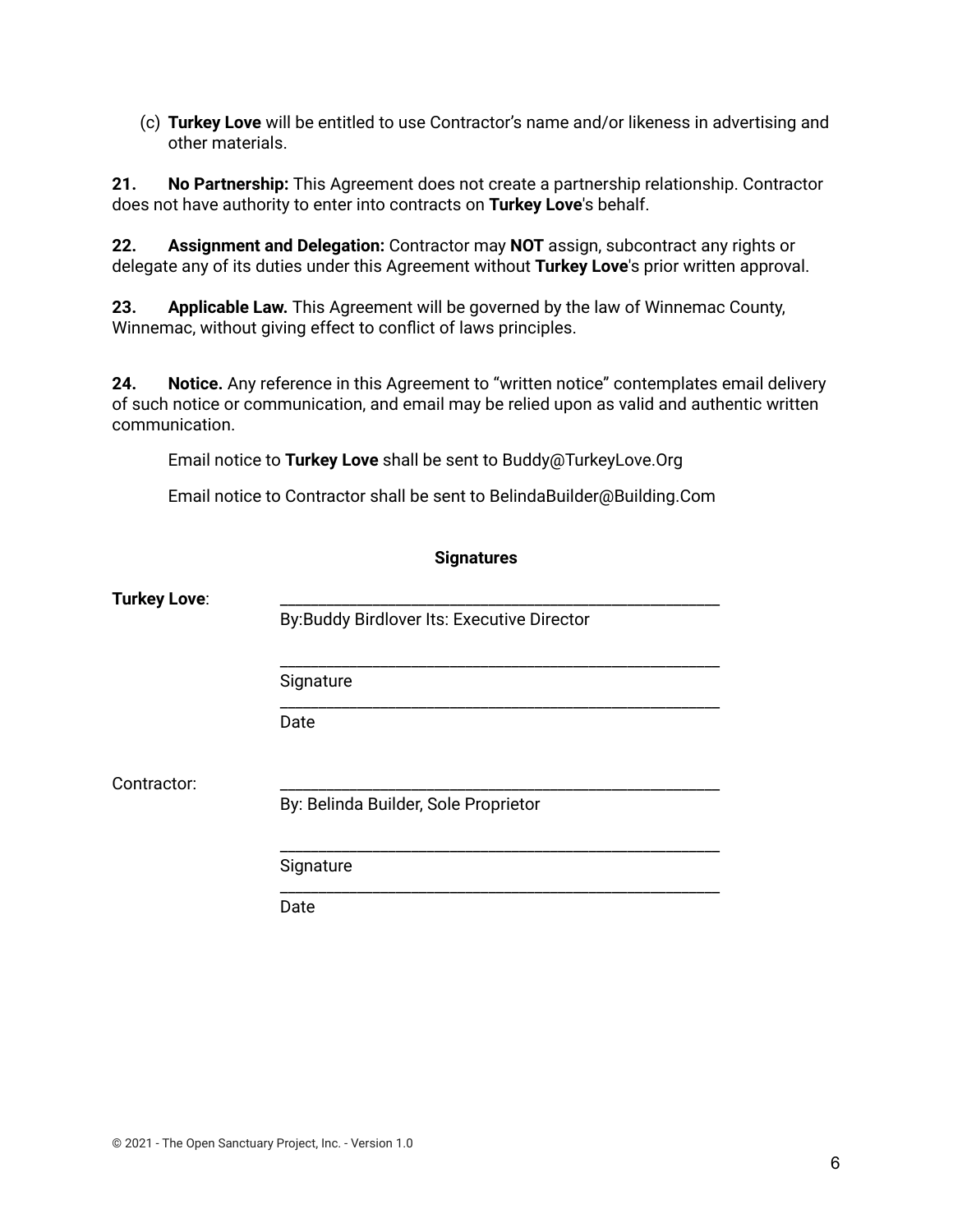(c) **Turkey Love** will be entitled to use Contractor's name and/or likeness in advertising and other materials.

**21. No Partnership:** This Agreement does not create a partnership relationship. Contractor does not have authority to enter into contracts on **Turkey Love**'s behalf.

**22. Assignment and Delegation:** Contractor may **NOT** assign, subcontract any rights or delegate any of its duties under this Agreement without **Turkey Love**'s prior written approval.

**23. Applicable Law.** This Agreement will be governed by the law of Winnemac County, Winnemac, without giving effect to conflict of laws principles.

**24. Notice.** Any reference in this Agreement to "written notice" contemplates email delivery of such notice or communication, and email may be relied upon as valid and authentic written communication.

Email notice to **Turkey Love** shall be sent to Buddy@TurkeyLove.Org

Email notice to Contractor shall be sent to BelindaBuilder@Building.Com

**Signatures**

**Turkey Love**: ______________________________________________

By:Buddy Birdlover Its: Executive Director

______________________________________________

Signature

______________________________________________

Date

Contractor: ______________________________________________

By: Belinda Builder, Sole Proprietor

______________________________________________

Signature

______________________________________________

Date

© 2021 - The Open Sanctuary Project, Inc. - Version 1.0